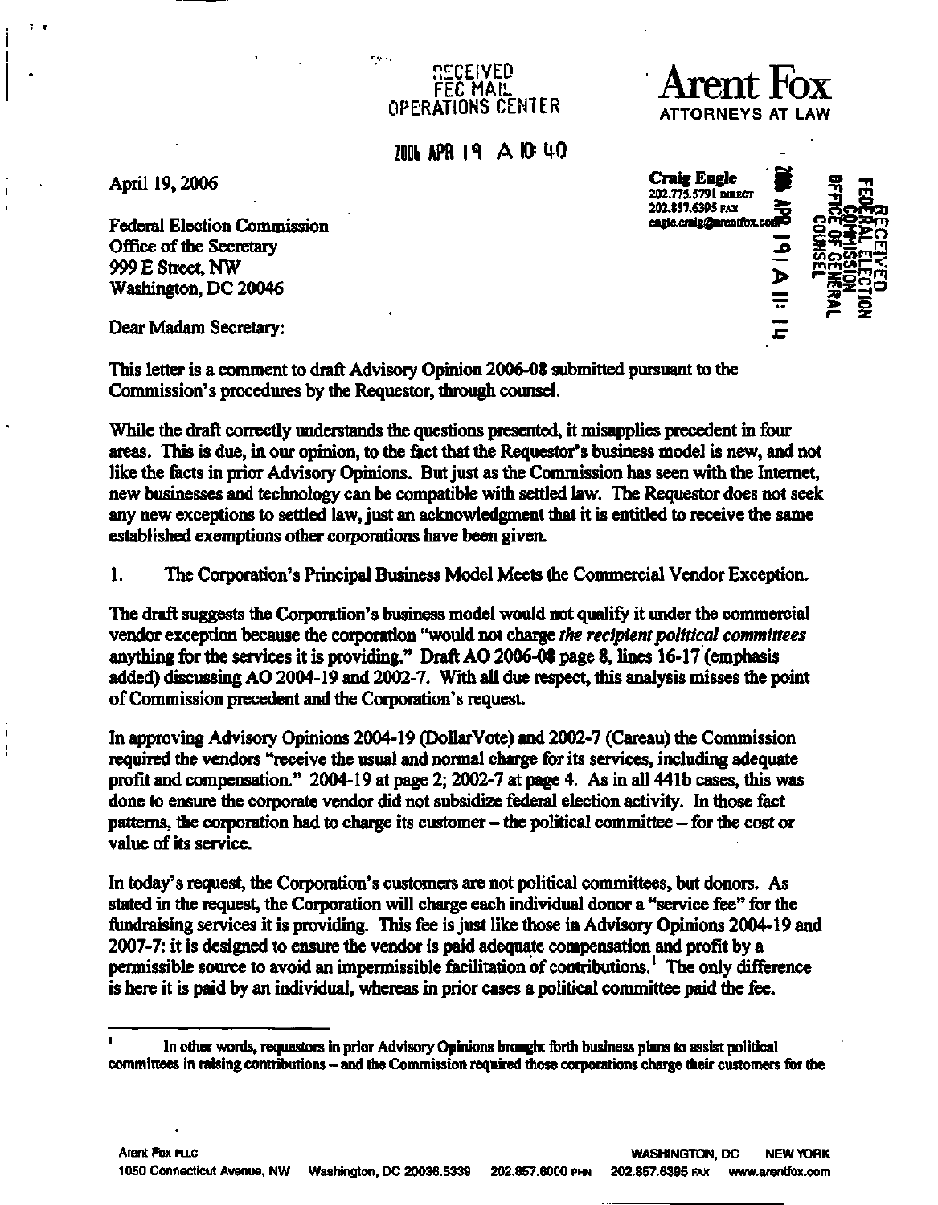RECEIVED
FEC MAIL
OPERATIONS CENTER

2006 APR 19 A 10:40

**Arent Fox**
ATTORNEYS AT LAW

April 19, 2006

**Craig Engle**
202.775.5791 DIRECT
202.857.6395 FAX
engle.craig@arentfox.com

2006 APR 19 A 11:14

RECEIVED
FEDERAL ELECTION
COMMISSION
OFFICE OF GENERAL
COUNSEL

Federal Election Commission
Office of the Secretary
999 E Street, NW
Washington, DC 20046

Dear Madam Secretary:

This letter is a comment to draft Advisory Opinion 2006-08 submitted pursuant to the Commission's procedures by the Requestor, through counsel.

While the draft correctly understands the questions presented, it misapplies precedent in four areas. This is due, in our opinion, to the fact that the Requestor's business model is new, and not like the facts in prior Advisory Opinions. But just as the Commission has seen with the Internet, new businesses and technology can be compatible with settled law. The Requestor does not seek any new exceptions to settled law, just an acknowledgment that it is entitled to receive the same established exemptions other corporations have been given.

1. The Corporation's Principal Business Model Meets the Commercial Vendor Exception.

The draft suggests the Corporation's business model would not qualify it under the commercial vendor exception because the corporation "would not charge *the recipient political committees* anything for the services it is providing." Draft AO 2006-08 page 8, lines 16-17 (emphasis added) discussing AO 2004-19 and 2002-7. With all due respect, this analysis misses the point of Commission precedent and the Corporation's request.

In approving Advisory Opinions 2004-19 (DollarVote) and 2002-7 (Careau) the Commission required the vendors "receive the usual and normal charge for its services, including adequate profit and compensation." 2004-19 at page 2; 2002-7 at page 4. As in all 441b cases, this was done to ensure the corporate vendor did not subsidize federal election activity. In those fact patterns, the corporation had to charge its customer – the political committee – for the cost or value of its service.

In today's request, the Corporation's customers are not political committees, but donors. As stated in the request, the Corporation will charge each individual donor a "service fee" for the fundraising services it is providing. This fee is just like those in Advisory Opinions 2004-19 and 2007-7: it is designed to ensure the vendor is paid adequate compensation and profit by a permissible source to avoid an impermissible facilitation of contributions.[1] The only difference is here it is paid by an individual, whereas in prior cases a political committee paid the fee.

[1] In other words, requestors in prior Advisory Opinions brought forth business plans to assist political committees in raising contributions – and the Commission required those corporations charge their customers for the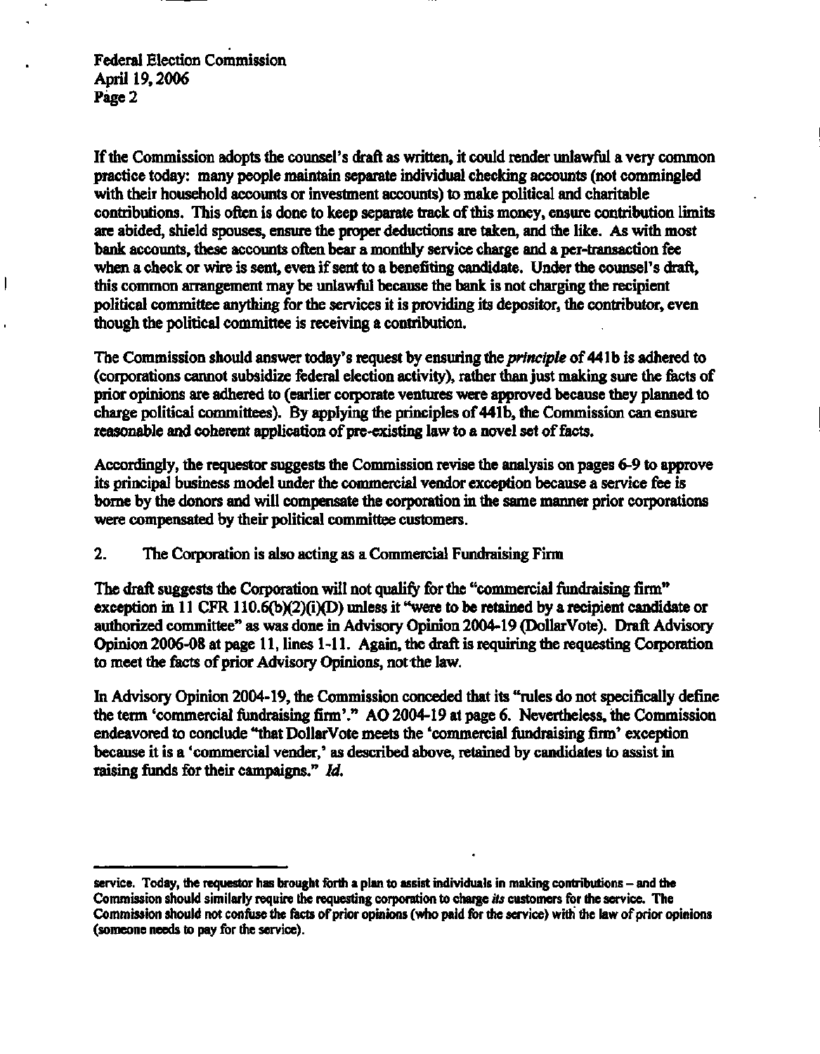If the Commission adopts the counsel's draft as written, it could render unlawful a very common practice today: many people maintain separate individual checking accounts (not commingled with their household accounts or investment accounts) to make political and charitable contributions. This often is done to keep separate track of this money, ensure contribution limits are abided, shield spouses, ensure the proper deductions are taken, and the like. As with most bank accounts, these accounts often bear a monthly service charge and a per-transaction fee when a check or wire is sent, even if sent to a benefiting candidate. Under the counsel's draft, this common arrangement may be unlawful because the bank is not charging the recipient political committee anything for the services it is providing its depositor, the contributor, even though the political committee is receiving a contribution.

The Commission should answer today's request by ensuring the *principle* of 441b is adhered to (corporations cannot subsidize federal election activity), rather than just making sure the facts of prior opinions are adhered to (earlier corporate ventures were approved because they planned to charge political committees). By applying the principles of 441b, the Commission can ensure reasonable and coherent application of pre-existing law to a novel set of facts.

Accordingly, the requestor suggests the Commission revise the analysis on pages 6-9 to approve its principal business model under the commercial vendor exception because a service fee is borne by the donors and will compensate the corporation in the same manner prior corporations were compensated by their political committee customers.

2. The Corporation is also acting as a Commercial Fundraising Firm

The draft suggests the Corporation will not qualify for the "commercial fundraising firm" exception in 11 CFR 110.6(b)(2)(i)(D) unless it "were to be retained by a recipient candidate or authorized committee" as was done in Advisory Opinion 2004-19 (DollarVote). Draft Advisory Opinion 2006-08 at page 11, lines 1-11. Again, the draft is requiring the requesting Corporation to meet the facts of prior Advisory Opinions, not the law.

In Advisory Opinion 2004-19, the Commission conceded that its "rules do not specifically define the term 'commercial fundraising firm'." AO 2004-19 at page 6. Nevertheless, the Commission endeavored to conclude "that DollarVote meets the 'commercial fundraising firm' exception because it is a 'commercial vender,' as described above, retained by candidates to assist in raising funds for their campaigns." *Id.*

---

service. Today, the requestor has brought forth a plan to assist individuals in making contributions – and the Commission should similarly require the requesting corporation to charge *its* customers for the service. The Commission should not confuse the facts of prior opinions (who paid for the service) with the law of prior opinions (someone needs to pay for the service).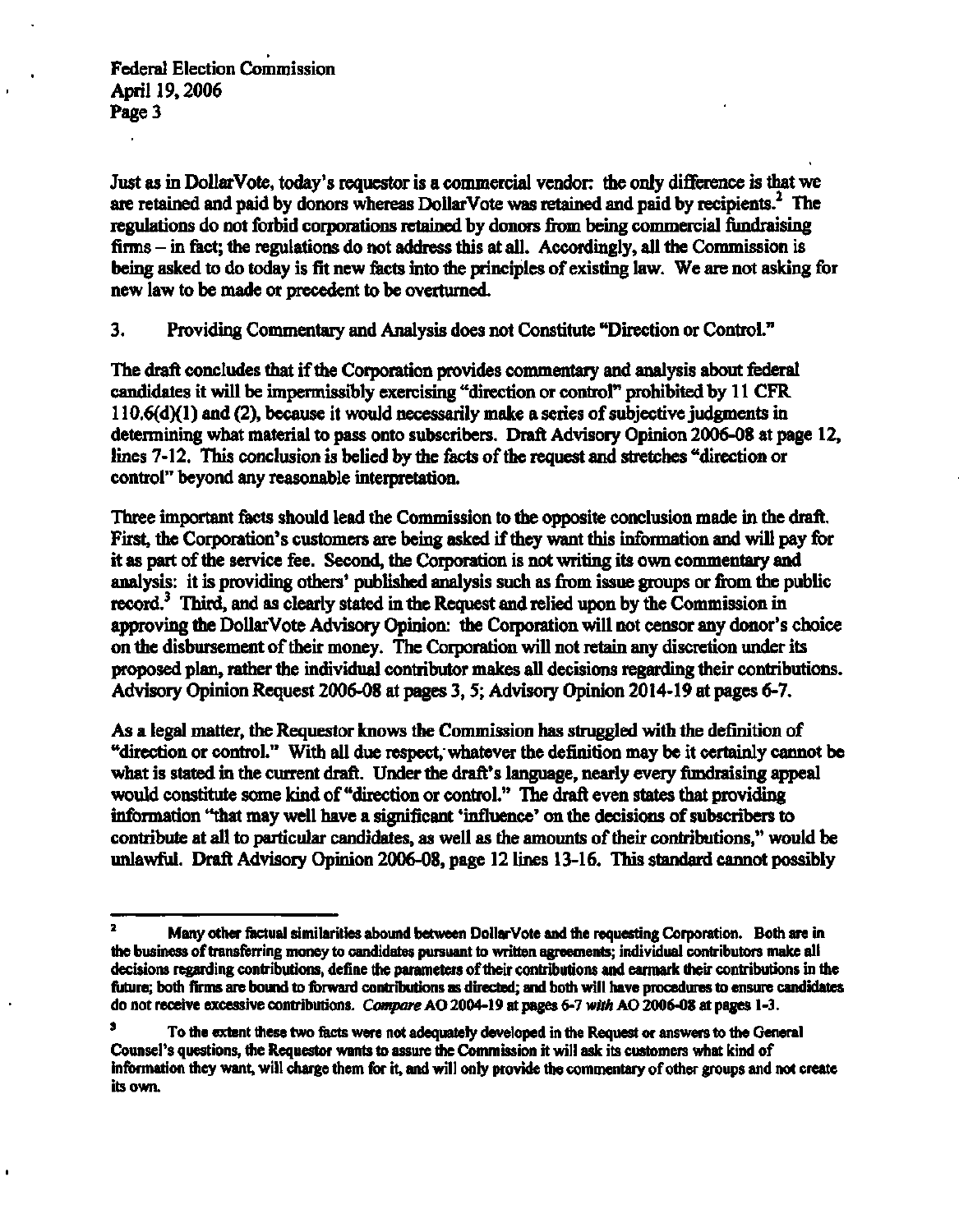Federal Election Commission
April 19, 2006
Page 3

Just as in DollarVote, today's requestor is a commercial vendor: the only difference is that we are retained and paid by donors whereas DollarVote was retained and paid by recipients.[2] The regulations do not forbid corporations retained by donors from being commercial fundraising firms – in fact; the regulations do not address this at all. Accordingly, all the Commission is being asked to do today is fit new facts into the principles of existing law. We are not asking for new law to be made or precedent to be overturned.

3. Providing Commentary and Analysis does not Constitute "Direction or Control."

The draft concludes that if the Corporation provides commentary and analysis about federal candidates it will be impermissibly exercising "direction or control" prohibited by 11 CFR 110.6(d)(1) and (2), because it would necessarily make a series of subjective judgments in determining what material to pass onto subscribers. Draft Advisory Opinion 2006-08 at page 12, lines 7-12. This conclusion is belied by the facts of the request and stretches "direction or control" beyond any reasonable interpretation.

Three important facts should lead the Commission to the opposite conclusion made in the draft. First, the Corporation's customers are being asked if they want this information and will pay for it as part of the service fee. Second, the Corporation is not writing its own commentary and analysis: it is providing others' published analysis such as from issue groups or from the public record.[3] Third, and as clearly stated in the Request and relied upon by the Commission in approving the DollarVote Advisory Opinion: the Corporation will not censor any donor's choice on the disbursement of their money. The Corporation will not retain any discretion under its proposed plan, rather the individual contributor makes all decisions regarding their contributions. Advisory Opinion Request 2006-08 at pages 3, 5; Advisory Opinion 2014-19 at pages 6-7.

As a legal matter, the Requestor knows the Commission has struggled with the definition of "direction or control." With all due respect, whatever the definition may be it certainly cannot be what is stated in the current draft. Under the draft's language, nearly every fundraising appeal would constitute some kind of "direction or control." The draft even states that providing information "that may well have a significant 'influence' on the decisions of subscribers to contribute at all to particular candidates, as well as the amounts of their contributions," would be unlawful. Draft Advisory Opinion 2006-08, page 12 lines 13-16. This standard cannot possibly

---

[2] Many other factual similarities abound between DollarVote and the requesting Corporation. Both are in the business of transferring money to candidates pursuant to written agreements; individual contributors make all decisions regarding contributions, define the parameters of their contributions and earmark their contributions in the future; both firms are bound to forward contributions as directed; and both will have procedures to ensure candidates do not receive excessive contributions. *Compare* AO 2004-19 at pages 6-7 *with* AO 2006-08 at pages 1-3.

[3] To the extent these two facts were not adequately developed in the Request or answers to the General Counsel's questions, the Requestor wants to assure the Commission it will ask its customers what kind of information they want, will charge them for it, and will only provide the commentary of other groups and not create its own.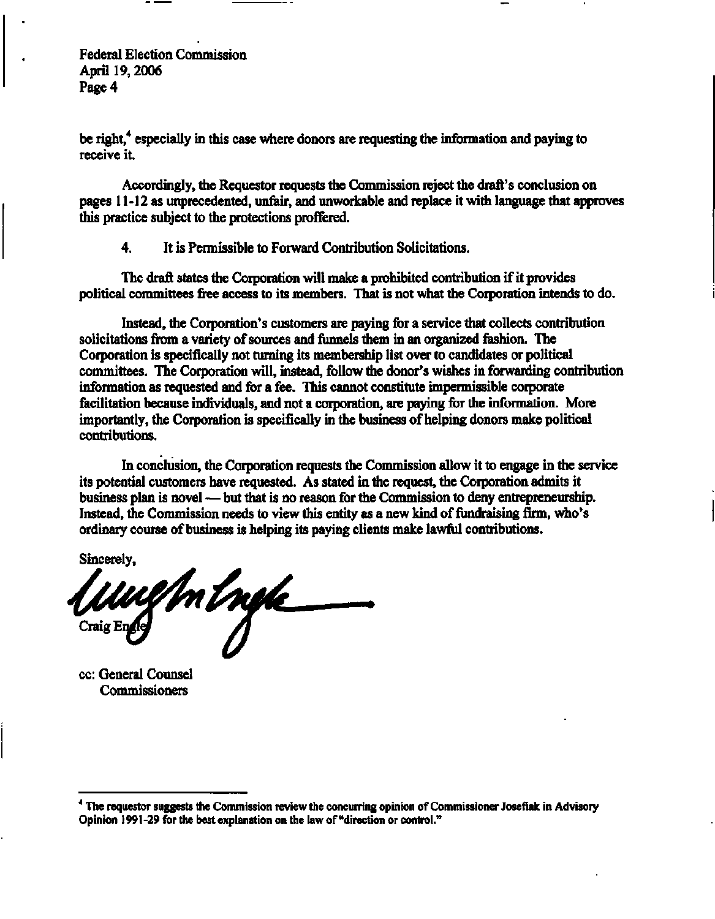be right,[4] especially in this case where donors are requesting the information and paying to receive it.

Accordingly, the Requestor requests the Commission reject the draft's conclusion on pages 11-12 as unprecedented, unfair, and unworkable and replace it with language that approves this practice subject to the protections proffered.

4. It is Permissible to Forward Contribution Solicitations.

The draft states the Corporation will make a prohibited contribution if it provides political committees free access to its members. That is not what the Corporation intends to do.

Instead, the Corporation's customers are paying for a service that collects contribution solicitations from a variety of sources and funnels them in an organized fashion. The Corporation is specifically not turning its membership list over to candidates or political committees. The Corporation will, instead, follow the donor's wishes in forwarding contribution information as requested and for a fee. This cannot constitute impermissible corporate facilitation because individuals, and not a corporation, are paying for the information. More importantly, the Corporation is specifically in the business of helping donors make political contributions.

In conclusion, the Corporation requests the Commission allow it to engage in the service its potential customers have requested. As stated in the request, the Corporation admits it business plan is novel — but that is no reason for the Commission to deny entrepreneurship. Instead, the Commission needs to view this entity as a new kind of fundraising firm, who's ordinary course of business is helping its paying clients make lawful contributions.

Sincerely,

Craig Engle

cc: General Counsel
Commissioners

[4] The requestor suggests the Commission review the concurring opinion of Commissioner Josefiak in Advisory Opinion 1991-29 for the best explanation on the law of "direction or control."